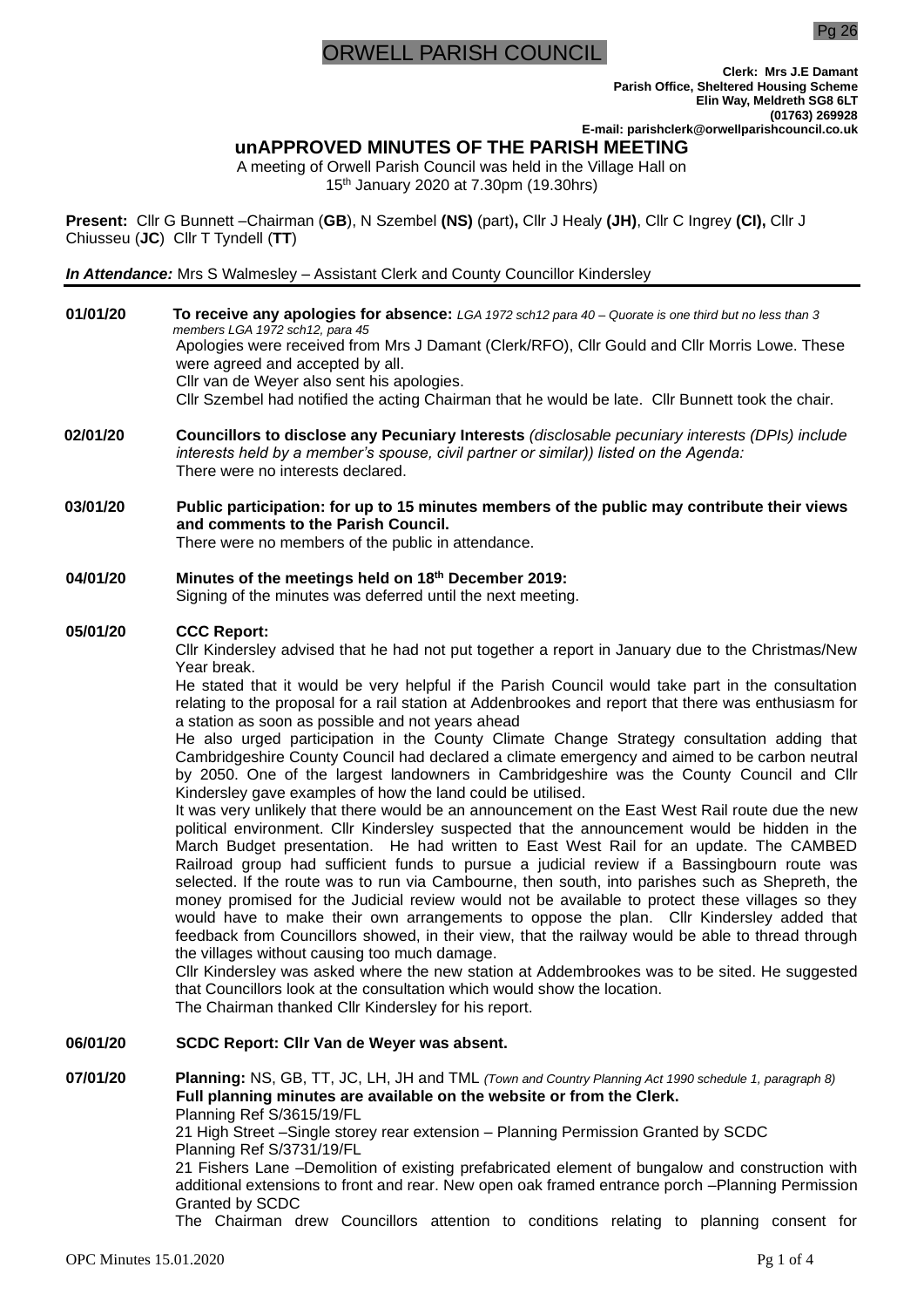# ORWELL PARISH COUNCIL

**Clerk: Mrs J.E Damant**
**Parish Office, Sheltered Housing Scheme**
**Elin Way, Meldreth SG8 6LT**
**(01763) 269928**
**E-mail: parishclerk@orwellparishcouncil.co.uk**

## unAPPROVED MINUTES OF THE PARISH MEETING

A meeting of Orwell Parish Council was held in the Village Hall on 15th January 2020 at 7.30pm (19.30hrs)

**Present:** Cllr G Bunnett –Chairman (**GB**), N Szembel **(NS)** (part)**,** Cllr J Healy **(JH)**, Cllr C Ingrey **(CI),** Cllr J Chiusseu (**JC**) Cllr T Tyndell (**TT**)

***In Attendance:*** Mrs S Walmesley – Assistant Clerk and County Councillor Kindersley

**01/01/20** **To receive any apologies for absence:** *LGA 1972 sch12 para 40 – Quorate is one third but no less than 3 members LGA 1972 sch12, para 45*
Apologies were received from Mrs J Damant (Clerk/RFO), Cllr Gould and Cllr Morris Lowe. These were agreed and accepted by all.
Cllr van de Weyer also sent his apologies.
Cllr Szembel had notified the acting Chairman that he would be late. Cllr Bunnett took the chair.

**02/01/20** **Councillors to disclose any Pecuniary Interests** *(disclosable pecuniary interests (DPIs) include interests held by a member's spouse, civil partner or similar)) listed on the Agenda:*
There were no interests declared.

**03/01/20** **Public participation: for up to 15 minutes members of the public may contribute their views and comments to the Parish Council.**
There were no members of the public in attendance.

**04/01/20** **Minutes of the meetings held on 18th December 2019:**
Signing of the minutes was deferred until the next meeting.

**05/01/20** **CCC Report:**
Cllr Kindersley advised that he had not put together a report in January due to the Christmas/New Year break.
He stated that it would be very helpful if the Parish Council would take part in the consultation relating to the proposal for a rail station at Addenbrookes and report that there was enthusiasm for a station as soon as possible and not years ahead
He also urged participation in the County Climate Change Strategy consultation adding that Cambridgeshire County Council had declared a climate emergency and aimed to be carbon neutral by 2050. One of the largest landowners in Cambridgeshire was the County Council and Cllr Kindersley gave examples of how the land could be utilised.
It was very unlikely that there would be an announcement on the East West Rail route due the new political environment. Cllr Kindersley suspected that the announcement would be hidden in the March Budget presentation. He had written to East West Rail for an update. The CAMBED Railroad group had sufficient funds to pursue a judicial review if a Bassingbourn route was selected. If the route was to run via Cambourne, then south, into parishes such as Shepreth, the money promised for the Judicial review would not be available to protect these villages so they would have to make their own arrangements to oppose the plan. Cllr Kindersley added that feedback from Councillors showed, in their view, that the railway would be able to thread through the villages without causing too much damage.
Cllr Kindersley was asked where the new station at Addembrookes was to be sited. He suggested that Councillors look at the consultation which would show the location.
The Chairman thanked Cllr Kindersley for his report.

**06/01/20** **SCDC Report: Cllr Van de Weyer was absent.**

**07/01/20** **Planning:** NS, GB, TT, JC, LH, JH and TML *(Town and Country Planning Act 1990 schedule 1, paragraph 8)*
**Full planning minutes are available on the website or from the Clerk.**
Planning Ref S/3615/19/FL
21 High Street –Single storey rear extension – Planning Permission Granted by SCDC
Planning Ref S/3731/19/FL
21 Fishers Lane –Demolition of existing prefabricated element of bungalow and construction with additional extensions to front and rear. New open oak framed entrance porch –Planning Permission Granted by SCDC
The Chairman drew Councillors attention to conditions relating to planning consent for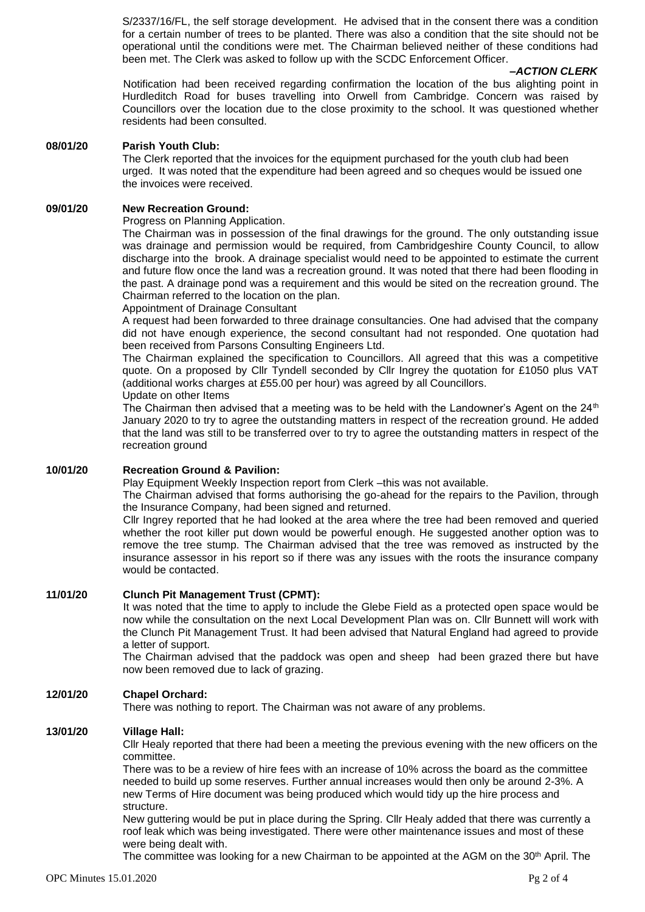S/2337/16/FL, the self storage development. He advised that in the consent there was a condition for a certain number of trees to be planted. There was also a condition that the site should not be operational until the conditions were met. The Chairman believed neither of these conditions had been met. The Clerk was asked to follow up with the SCDC Enforcement Officer.

***–ACTION CLERK***

Notification had been received regarding confirmation the location of the bus alighting point in Hurdleditch Road for buses travelling into Orwell from Cambridge. Concern was raised by Councillors over the location due to the close proximity to the school. It was questioned whether residents had been consulted.

**08/01/20 Parish Youth Club:**

The Clerk reported that the invoices for the equipment purchased for the youth club had been urged. It was noted that the expenditure had been agreed and so cheques would be issued one the invoices were received.

**09/01/20 New Recreation Ground:**

Progress on Planning Application.

The Chairman was in possession of the final drawings for the ground. The only outstanding issue was drainage and permission would be required, from Cambridgeshire County Council, to allow discharge into the brook. A drainage specialist would need to be appointed to estimate the current and future flow once the land was a recreation ground. It was noted that there had been flooding in the past. A drainage pond was a requirement and this would be sited on the recreation ground. The Chairman referred to the location on the plan.

Appointment of Drainage Consultant

A request had been forwarded to three drainage consultancies. One had advised that the company did not have enough experience, the second consultant had not responded. One quotation had been received from Parsons Consulting Engineers Ltd.

The Chairman explained the specification to Councillors. All agreed that this was a competitive quote. On a proposed by Cllr Tyndell seconded by Cllr Ingrey the quotation for £1050 plus VAT (additional works charges at £55.00 per hour) was agreed by all Councillors.

Update on other Items

The Chairman then advised that a meeting was to be held with the Landowner's Agent on the 24th January 2020 to try to agree the outstanding matters in respect of the recreation ground. He added that the land was still to be transferred over to try to agree the outstanding matters in respect of the recreation ground

**10/01/20 Recreation Ground & Pavilion:**

Play Equipment Weekly Inspection report from Clerk –this was not available.

The Chairman advised that forms authorising the go-ahead for the repairs to the Pavilion, through the Insurance Company, had been signed and returned.

Cllr Ingrey reported that he had looked at the area where the tree had been removed and queried whether the root killer put down would be powerful enough. He suggested another option was to remove the tree stump. The Chairman advised that the tree was removed as instructed by the insurance assessor in his report so if there was any issues with the roots the insurance company would be contacted.

**11/01/20 Clunch Pit Management Trust (CPMT):**

It was noted that the time to apply to include the Glebe Field as a protected open space would be now while the consultation on the next Local Development Plan was on. Cllr Bunnett will work with the Clunch Pit Management Trust. It had been advised that Natural England had agreed to provide a letter of support.

The Chairman advised that the paddock was open and sheep had been grazed there but have now been removed due to lack of grazing.

**12/01/20 Chapel Orchard:**

There was nothing to report. The Chairman was not aware of any problems.

**13/01/20 Village Hall:**

Cllr Healy reported that there had been a meeting the previous evening with the new officers on the committee.

There was to be a review of hire fees with an increase of 10% across the board as the committee needed to build up some reserves. Further annual increases would then only be around 2-3%. A new Terms of Hire document was being produced which would tidy up the hire process and structure.

New guttering would be put in place during the Spring. Cllr Healy added that there was currently a roof leak which was being investigated. There were other maintenance issues and most of these were being dealt with.

The committee was looking for a new Chairman to be appointed at the AGM on the 30th April. The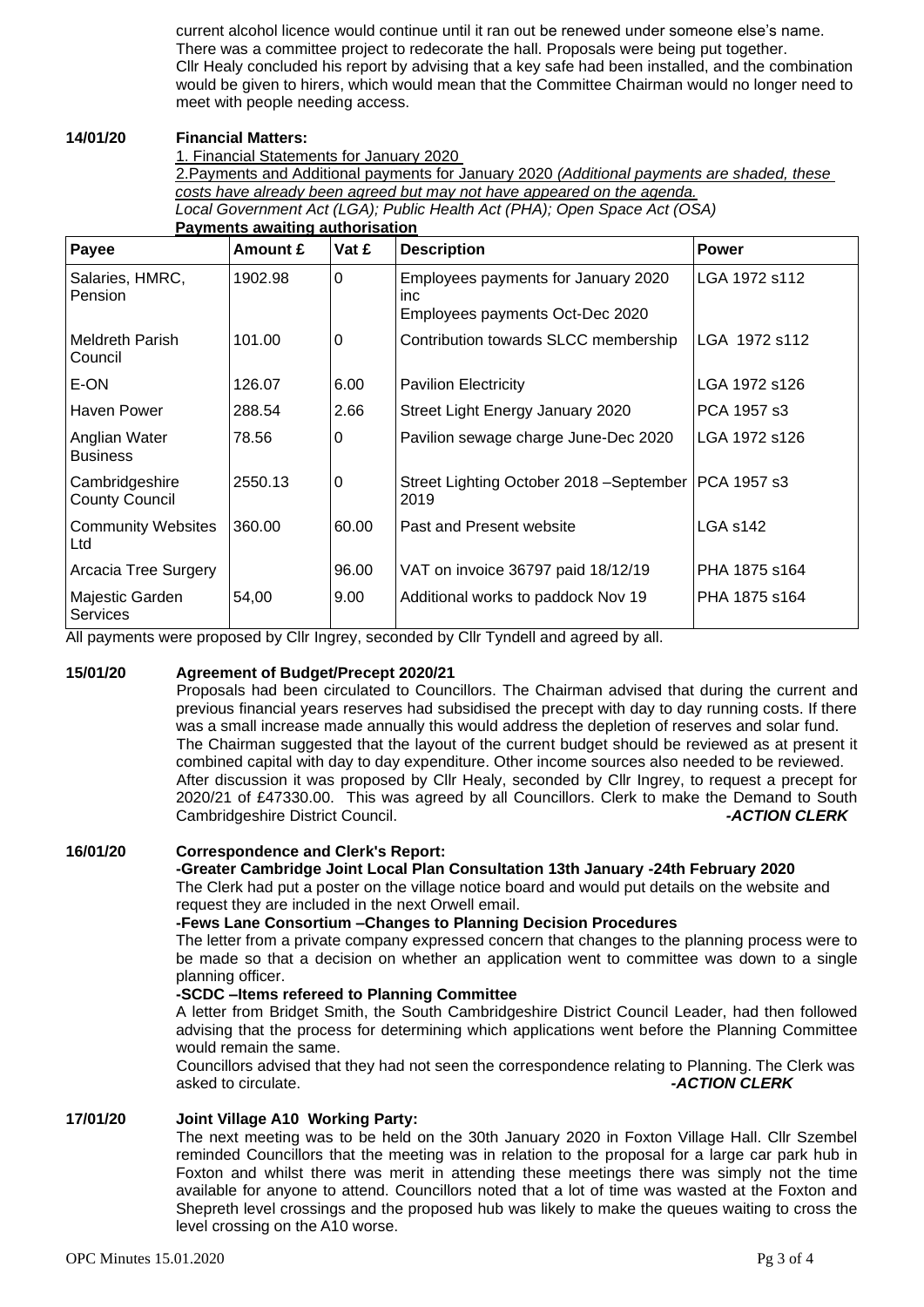current alcohol licence would continue until it ran out be renewed under someone else's name. There was a committee project to redecorate the hall. Proposals were being put together. Cllr Healy concluded his report by advising that a key safe had been installed, and the combination would be given to hirers, which would mean that the Committee Chairman would no longer need to meet with people needing access.

**14/01/20 Financial Matters:**

1. Financial Statements for January 2020

2.Payments and Additional payments for January 2020 *(Additional payments are shaded, these costs have already been agreed but may not have appeared on the agenda.*

*Local Government Act (LGA); Public Health Act (PHA); Open Space Act (OSA)*

**Payments awaiting authorisation**

| Payee | Amount £ | Vat £ | Description | Power |
|---|---|---|---|---|
| Salaries, HMRC, Pension | 1902.98 | 0 | Employees payments for January 2020 inc Employees payments Oct-Dec 2020 | LGA 1972 s112 |
| Meldreth Parish Council | 101.00 | 0 | Contribution towards SLCC membership | LGA 1972 s112 |
| E-ON | 126.07 | 6.00 | Pavilion Electricity | LGA 1972 s126 |
| Haven Power | 288.54 | 2.66 | Street Light Energy January 2020 | PCA 1957 s3 |
| Anglian Water Business | 78.56 | 0 | Pavilion sewage charge June-Dec 2020 | LGA 1972 s126 |
| Cambridgeshire County Council | 2550.13 | 0 | Street Lighting October 2018 –September 2019 | PCA 1957 s3 |
| Community Websites Ltd | 360.00 | 60.00 | Past and Present website | LGA s142 |
| Arcacia Tree Surgery | | 96.00 | VAT on invoice 36797 paid 18/12/19 | PHA 1875 s164 |
| Majestic Garden Services | 54,00 | 9.00 | Additional works to paddock Nov 19 | PHA 1875 s164 |

All payments were proposed by Cllr Ingrey, seconded by Cllr Tyndell and agreed by all.

**15/01/20 Agreement of Budget/Precept 2020/21**

Proposals had been circulated to Councillors. The Chairman advised that during the current and previous financial years reserves had subsidised the precept with day to day running costs. If there was a small increase made annually this would address the depletion of reserves and solar fund. The Chairman suggested that the layout of the current budget should be reviewed as at present it combined capital with day to day expenditure. Other income sources also needed to be reviewed. After discussion it was proposed by Cllr Healy, seconded by Cllr Ingrey, to request a precept for 2020/21 of £47330.00. This was agreed by all Councillors. Clerk to make the Demand to South Cambridgeshire District Council. ***-ACTION CLERK***

**16/01/20 Correspondence and Clerk's Report:**

**-Greater Cambridge Joint Local Plan Consultation 13th January -24th February 2020**

The Clerk had put a poster on the village notice board and would put details on the website and request they are included in the next Orwell email.

**-Fews Lane Consortium –Changes to Planning Decision Procedures**

The letter from a private company expressed concern that changes to the planning process were to be made so that a decision on whether an application went to committee was down to a single planning officer.

**-SCDC –Items refereed to Planning Committee**

A letter from Bridget Smith, the South Cambridgeshire District Council Leader, had then followed advising that the process for determining which applications went before the Planning Committee would remain the same.

Councillors advised that they had not seen the correspondence relating to Planning. The Clerk was asked to circulate. ***-ACTION CLERK***

**17/01/20 Joint Village A10 Working Party:**

The next meeting was to be held on the 30th January 2020 in Foxton Village Hall. Cllr Szembel reminded Councillors that the meeting was in relation to the proposal for a large car park hub in Foxton and whilst there was merit in attending these meetings there was simply not the time available for anyone to attend. Councillors noted that a lot of time was wasted at the Foxton and Shepreth level crossings and the proposed hub was likely to make the queues waiting to cross the level crossing on the A10 worse.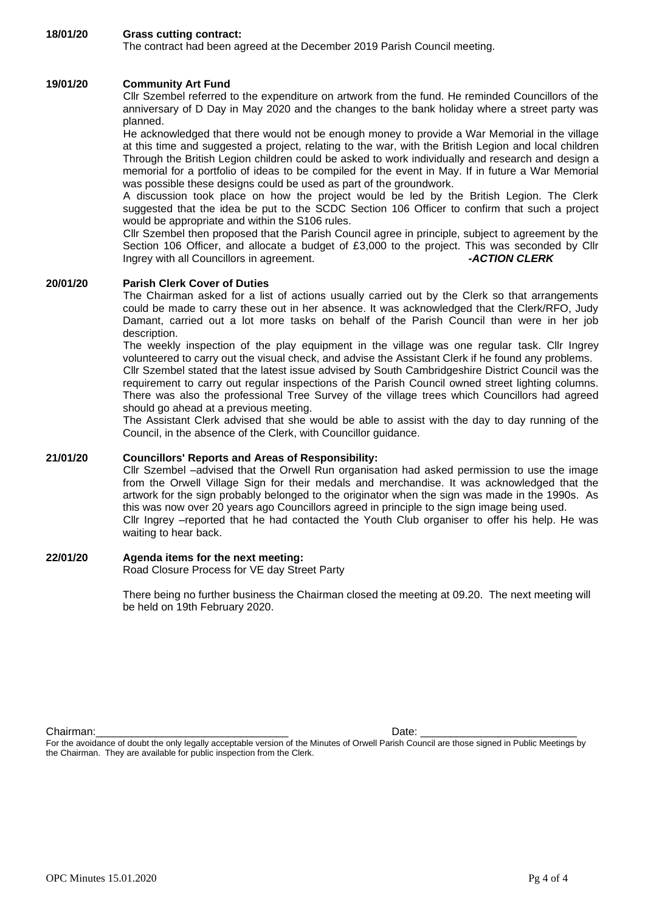**18/01/20 Grass cutting contract:**

The contract had been agreed at the December 2019 Parish Council meeting.

**19/01/20 Community Art Fund**

Cllr Szembel referred to the expenditure on artwork from the fund. He reminded Councillors of the anniversary of D Day in May 2020 and the changes to the bank holiday where a street party was planned.

He acknowledged that there would not be enough money to provide a War Memorial in the village at this time and suggested a project, relating to the war, with the British Legion and local children Through the British Legion children could be asked to work individually and research and design a memorial for a portfolio of ideas to be compiled for the event in May. If in future a War Memorial was possible these designs could be used as part of the groundwork.

A discussion took place on how the project would be led by the British Legion. The Clerk suggested that the idea be put to the SCDC Section 106 Officer to confirm that such a project would be appropriate and within the S106 rules.

Cllr Szembel then proposed that the Parish Council agree in principle, subject to agreement by the Section 106 Officer, and allocate a budget of £3,000 to the project. This was seconded by Cllr Ingrey with all Councillors in agreement. ***-ACTION CLERK***

**20/01/20 Parish Clerk Cover of Duties**

The Chairman asked for a list of actions usually carried out by the Clerk so that arrangements could be made to carry these out in her absence. It was acknowledged that the Clerk/RFO, Judy Damant, carried out a lot more tasks on behalf of the Parish Council than were in her job description.

The weekly inspection of the play equipment in the village was one regular task. Cllr Ingrey volunteered to carry out the visual check, and advise the Assistant Clerk if he found any problems.

Cllr Szembel stated that the latest issue advised by South Cambridgeshire District Council was the requirement to carry out regular inspections of the Parish Council owned street lighting columns. There was also the professional Tree Survey of the village trees which Councillors had agreed should go ahead at a previous meeting.

The Assistant Clerk advised that she would be able to assist with the day to day running of the Council, in the absence of the Clerk, with Councillor guidance.

**21/01/20 Councillors' Reports and Areas of Responsibility:**

Cllr Szembel –advised that the Orwell Run organisation had asked permission to use the image from the Orwell Village Sign for their medals and merchandise. It was acknowledged that the artwork for the sign probably belonged to the originator when the sign was made in the 1990s. As this was now over 20 years ago Councillors agreed in principle to the sign image being used.

Cllr Ingrey –reported that he had contacted the Youth Club organiser to offer his help. He was waiting to hear back.

**22/01/20 Agenda items for the next meeting:**

Road Closure Process for VE day Street Party

There being no further business the Chairman closed the meeting at 09.20. The next meeting will be held on 19th February 2020.

Chairman:________________________________ Date: __________________________

For the avoidance of doubt the only legally acceptable version of the Minutes of Orwell Parish Council are those signed in Public Meetings by the Chairman. They are available for public inspection from the Clerk.